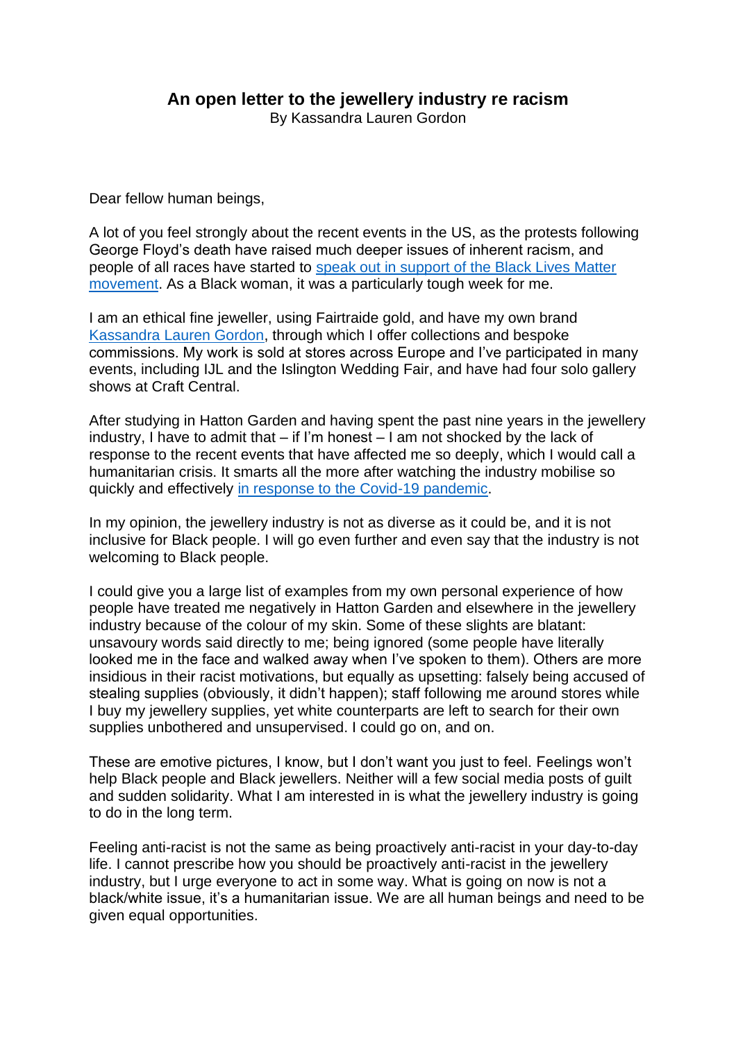# An open letter to the jewellery industry re racism

By Kassandra Lauren Gordon

Dear fellow human beings,

A lot of you feel strongly about the recent events in the US, as the protests following George Floyd's death have raised much deeper issues of inherent racism, and people of all races have started to speak out in support of the Black Lives Matter movement. As a Black woman, it was a particularly tough week for me.

I am an ethical fine jeweller, using Fairtraide gold, and have my own brand Kassandra Lauren Gordon, through which I offer collections and bespoke commissions. My work is sold at stores across Europe and I've participated in many events, including IJL and the Islington Wedding Fair, and have had four solo gallery shows at Craft Central.

After studying in Hatton Garden and having spent the past nine years in the jewellery industry, I have to admit that – if I'm honest – I am not shocked by the lack of response to the recent events that have affected me so deeply, which I would call a humanitarian crisis. It smarts all the more after watching the industry mobilise so quickly and effectively in response to the Covid-19 pandemic.

In my opinion, the jewellery industry is not as diverse as it could be, and it is not inclusive for Black people. I will go even further and even say that the industry is not welcoming to Black people.

I could give you a large list of examples from my own personal experience of how people have treated me negatively in Hatton Garden and elsewhere in the jewellery industry because of the colour of my skin. Some of these slights are blatant: unsavoury words said directly to me; being ignored (some people have literally looked me in the face and walked away when I've spoken to them). Others are more insidious in their racist motivations, but equally as upsetting: falsely being accused of stealing supplies (obviously, it didn't happen); staff following me around stores while I buy my jewellery supplies, yet white counterparts are left to search for their own supplies unbothered and unsupervised. I could go on, and on.

These are emotive pictures, I know, but I don't want you just to feel. Feelings won't help Black people and Black jewellers. Neither will a few social media posts of guilt and sudden solidarity. What I am interested in is what the jewellery industry is going to do in the long term.

Feeling anti-racist is not the same as being proactively anti-racist in your day-to-day life. I cannot prescribe how you should be proactively anti-racist in the jewellery industry, but I urge everyone to act in some way. What is going on now is not a black/white issue, it's a humanitarian issue. We are all human beings and need to be given equal opportunities.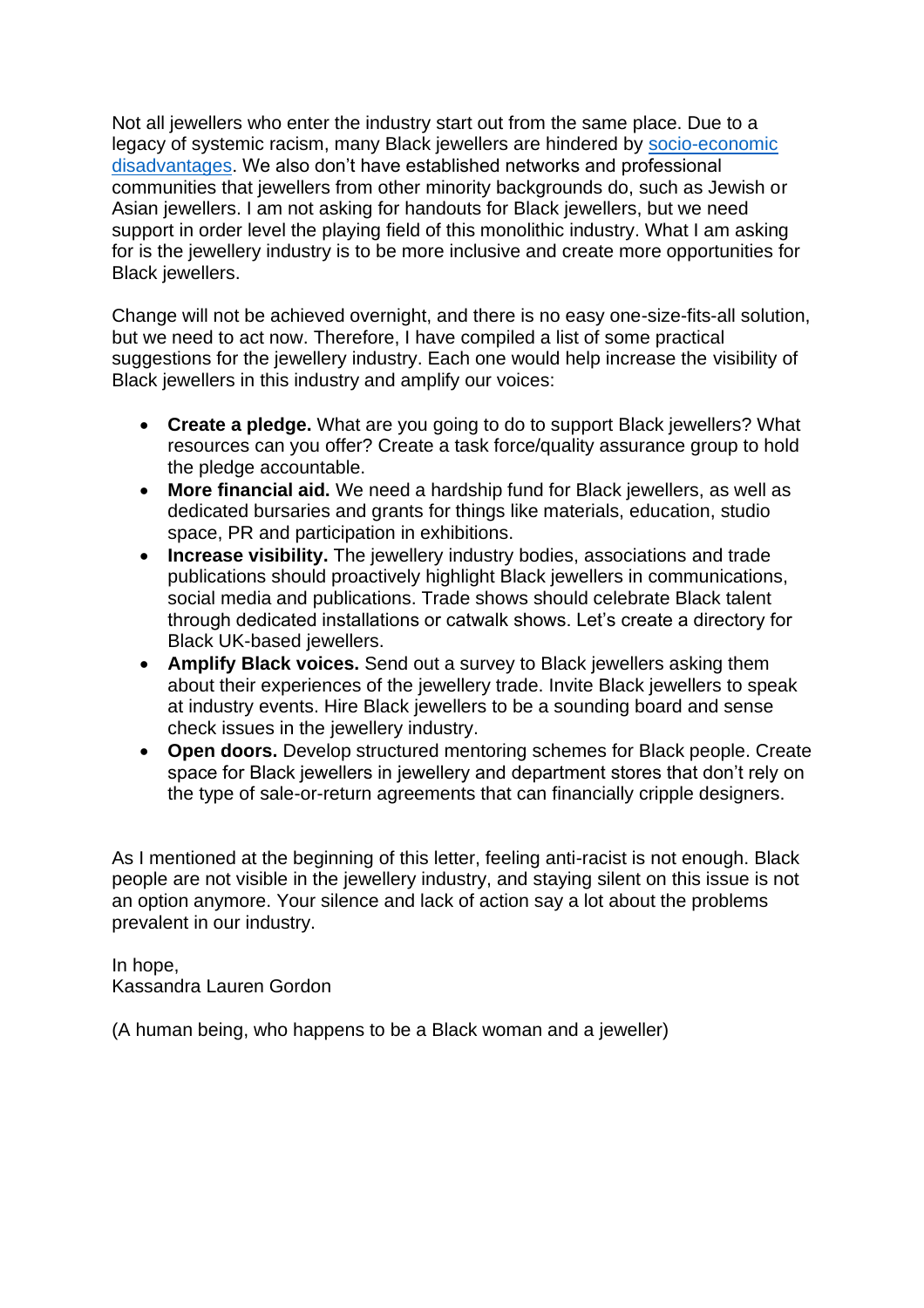Not all jewellers who enter the industry start out from the same place. Due to a legacy of systemic racism, many Black jewellers are hindered by socio-economic disadvantages. We also don't have established networks and professional communities that jewellers from other minority backgrounds do, such as Jewish or Asian jewellers. I am not asking for handouts for Black jewellers, but we need support in order level the playing field of this monolithic industry. What I am asking for is the jewellery industry is to be more inclusive and create more opportunities for Black jewellers.

Change will not be achieved overnight, and there is no easy one-size-fits-all solution, but we need to act now. Therefore, I have compiled a list of some practical suggestions for the jewellery industry. Each one would help increase the visibility of Black jewellers in this industry and amplify our voices:

- **Create a pledge.** What are you going to do to support Black jewellers? What resources can you offer? Create a task force/quality assurance group to hold the pledge accountable.
- **More financial aid.** We need a hardship fund for Black jewellers, as well as dedicated bursaries and grants for things like materials, education, studio space, PR and participation in exhibitions.
- **Increase visibility.** The jewellery industry bodies, associations and trade publications should proactively highlight Black jewellers in communications, social media and publications. Trade shows should celebrate Black talent through dedicated installations or catwalk shows. Let's create a directory for Black UK-based jewellers.
- **Amplify Black voices.** Send out a survey to Black jewellers asking them about their experiences of the jewellery trade. Invite Black jewellers to speak at industry events. Hire Black jewellers to be a sounding board and sense check issues in the jewellery industry.
- **Open doors.** Develop structured mentoring schemes for Black people. Create space for Black jewellers in jewellery and department stores that don't rely on the type of sale-or-return agreements that can financially cripple designers.

As I mentioned at the beginning of this letter, feeling anti-racist is not enough. Black people are not visible in the jewellery industry, and staying silent on this issue is not an option anymore. Your silence and lack of action say a lot about the problems prevalent in our industry.

In hope,
Kassandra Lauren Gordon

(A human being, who happens to be a Black woman and a jeweller)